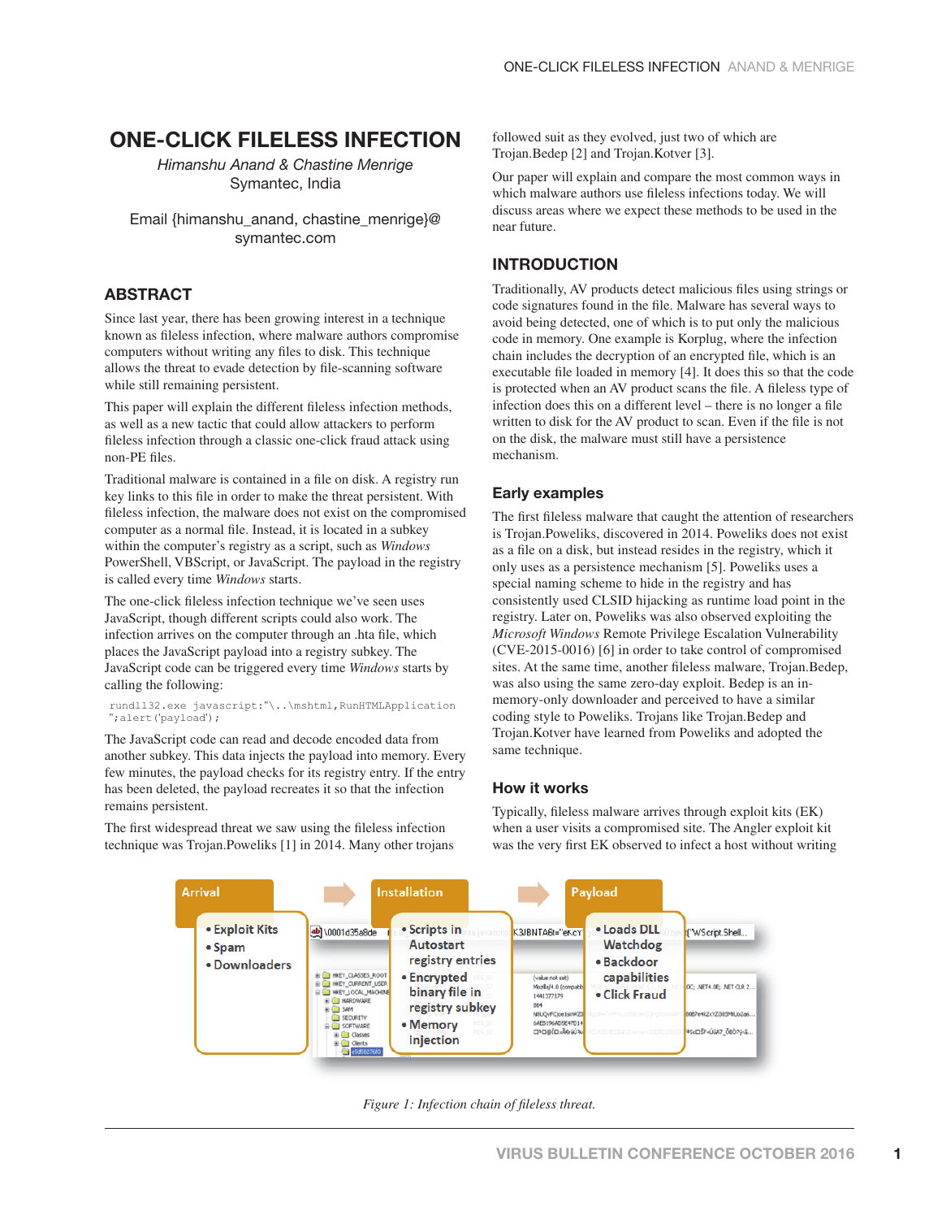# ONE-CLICK FILELESS INFECTION

*Himanshu Anand & Chastine Menrige*
Symantec, India

Email {himanshu_anand, chastine_menrige}@symantec.com

## ABSTRACT

Since last year, there has been growing interest in a technique known as fileless infection, where malware authors compromise computers without writing any files to disk. This technique allows the threat to evade detection by file-scanning software while still remaining persistent.

This paper will explain the different fileless infection methods, as well as a new tactic that could allow attackers to perform fileless infection through a classic one-click fraud attack using non-PE files.

Traditional malware is contained in a file on disk. A registry run key links to this file in order to make the threat persistent. With fileless infection, the malware does not exist on the compromised computer as a normal file. Instead, it is located in a subkey within the computer's registry as a script, such as *Windows* PowerShell, VBScript, or JavaScript. The payload in the registry is called every time *Windows* starts.

The one-click fileless infection technique we've seen uses JavaScript, though different scripts could also work. The infection arrives on the computer through an .hta file, which places the JavaScript payload into a registry subkey. The JavaScript code can be triggered every time *Windows* starts by calling the following:

```
rundll32.exe javascript:"\..\mshtml,RunHTMLApplication
";alert('payload');
```

The JavaScript code can read and decode encoded data from another subkey. This data injects the payload into memory. Every few minutes, the payload checks for its registry entry. If the entry has been deleted, the payload recreates it so that the infection remains persistent.

The first widespread threat we saw using the fileless infection technique was Trojan.Poweliks [1] in 2014. Many other trojans followed suit as they evolved, just two of which are Trojan.Bedep [2] and Trojan.Kotver [3].

Our paper will explain and compare the most common ways in which malware authors use fileless infections today. We will discuss areas where we expect these methods to be used in the near future.

## INTRODUCTION

Traditionally, AV products detect malicious files using strings or code signatures found in the file. Malware has several ways to avoid being detected, one of which is to put only the malicious code in memory. One example is Korplug, where the infection chain includes the decryption of an encrypted file, which is an executable file loaded in memory [4]. It does this so that the code is protected when an AV product scans the file. A fileless type of infection does this on a different level – there is no longer a file written to disk for the AV product to scan. Even if the file is not on the disk, the malware must still have a persistence mechanism.

### Early examples

The first fileless malware that caught the attention of researchers is Trojan.Poweliks, discovered in 2014. Poweliks does not exist as a file on a disk, but instead resides in the registry, which it only uses as a persistence mechanism [5]. Poweliks uses a special naming scheme to hide in the registry and has consistently used CLSID hijacking as runtime load point in the registry. Later on, Poweliks was also observed exploiting the *Microsoft Windows* Remote Privilege Escalation Vulnerability (CVE-2015-0016) [6] in order to take control of compromised sites. At the same time, another fileless malware, Trojan.Bedep, was also using the same zero-day exploit. Bedep is an in-memory-only downloader and perceived to have a similar coding style to Poweliks. Trojans like Trojan.Bedep and Trojan.Kotver have learned from Poweliks and adopted the same technique.

### How it works

Typically, fileless malware arrives through exploit kits (EK) when a user visits a compromised site. The Angler exploit kit was the very first EK observed to infect a host without writing

Arrival
- Exploit Kits
- Spam
- Downloaders

Installation
- Scripts in Autostart registry entries
- Encrypted binary file in registry subkey
- Memory injection

Payload
- Loads DLL Watchdog
- Backdoor capabilities
- Click Fraud

*Figure 1: Infection chain of fileless threat.*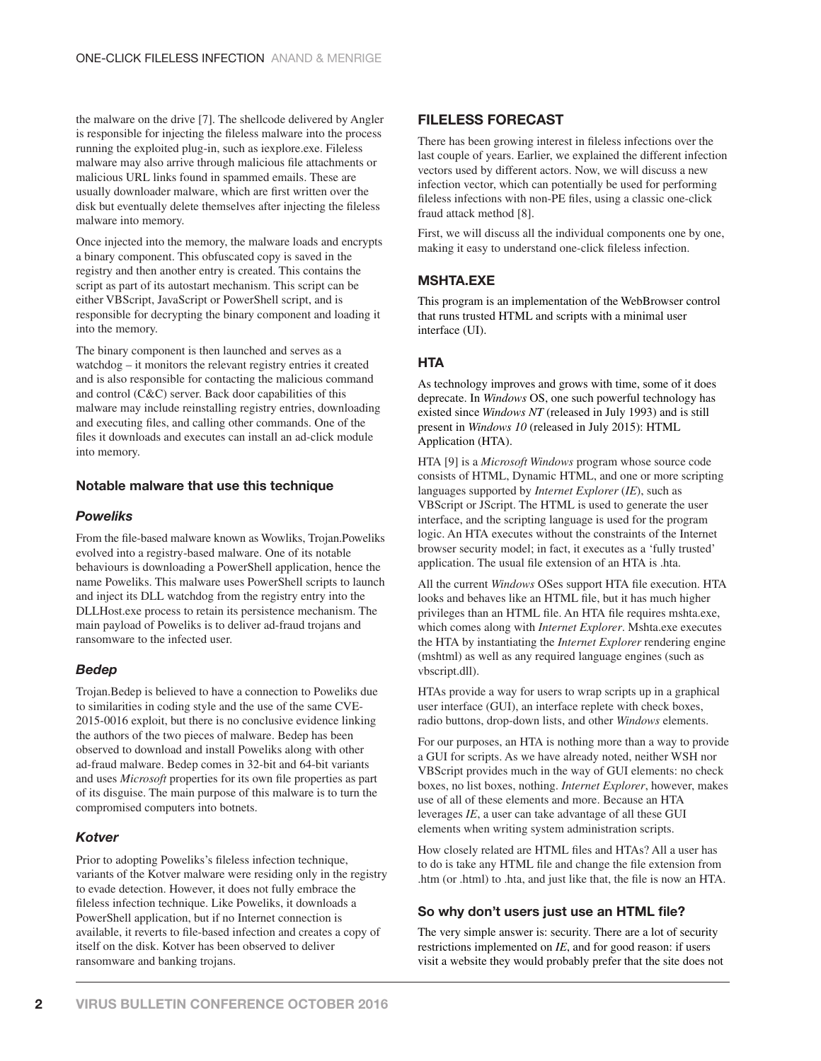the malware on the drive [7]. The shellcode delivered by Angler is responsible for injecting the fileless malware into the process running the exploited plug-in, such as iexplore.exe. Fileless malware may also arrive through malicious file attachments or malicious URL links found in spammed emails. These are usually downloader malware, which are first written over the disk but eventually delete themselves after injecting the fileless malware into memory.

Once injected into the memory, the malware loads and encrypts a binary component. This obfuscated copy is saved in the registry and then another entry is created. This contains the script as part of its autostart mechanism. This script can be either VBScript, JavaScript or PowerShell script, and is responsible for decrypting the binary component and loading it into the memory.

The binary component is then launched and serves as a watchdog – it monitors the relevant registry entries it created and is also responsible for contacting the malicious command and control (C&C) server. Back door capabilities of this malware may include reinstalling registry entries, downloading and executing files, and calling other commands. One of the files it downloads and executes can install an ad-click module into memory.

### Notable malware that use this technique

#### *Poweliks*

From the file-based malware known as Wowliks, Trojan.Poweliks evolved into a registry-based malware. One of its notable behaviours is downloading a PowerShell application, hence the name Poweliks. This malware uses PowerShell scripts to launch and inject its DLL watchdog from the registry entry into the DLLHost.exe process to retain its persistence mechanism. The main payload of Poweliks is to deliver ad-fraud trojans and ransomware to the infected user.

#### *Bedep*

Trojan.Bedep is believed to have a connection to Poweliks due to similarities in coding style and the use of the same CVE-2015-0016 exploit, but there is no conclusive evidence linking the authors of the two pieces of malware. Bedep has been observed to download and install Poweliks along with other ad-fraud malware. Bedep comes in 32-bit and 64-bit variants and uses *Microsoft* properties for its own file properties as part of its disguise. The main purpose of this malware is to turn the compromised computers into botnets.

#### *Kotver*

Prior to adopting Poweliks's fileless infection technique, variants of the Kotver malware were residing only in the registry to evade detection. However, it does not fully embrace the fileless infection technique. Like Poweliks, it downloads a PowerShell application, but if no Internet connection is available, it reverts to file-based infection and creates a copy of itself on the disk. Kotver has been observed to deliver ransomware and banking trojans.

## FILELESS FORECAST

There has been growing interest in fileless infections over the last couple of years. Earlier, we explained the different infection vectors used by different actors. Now, we will discuss a new infection vector, which can potentially be used for performing fileless infections with non-PE files, using a classic one-click fraud attack method [8].

First, we will discuss all the individual components one by one, making it easy to understand one-click fileless infection.

## MSHTA.EXE

This program is an implementation of the WebBrowser control that runs trusted HTML and scripts with a minimal user interface (UI).

## HTA

As technology improves and grows with time, some of it does deprecate. In *Windows* OS, one such powerful technology has existed since *Windows NT* (released in July 1993) and is still present in *Windows 10* (released in July 2015): HTML Application (HTA).

HTA [9] is a *Microsoft Windows* program whose source code consists of HTML, Dynamic HTML, and one or more scripting languages supported by *Internet Explorer* (*IE*), such as VBScript or JScript. The HTML is used to generate the user interface, and the scripting language is used for the program logic. An HTA executes without the constraints of the Internet browser security model; in fact, it executes as a 'fully trusted' application. The usual file extension of an HTA is .hta.

All the current *Windows* OSes support HTA file execution. HTA looks and behaves like an HTML file, but it has much higher privileges than an HTML file. An HTA file requires mshta.exe, which comes along with *Internet Explorer*. Mshta.exe executes the HTA by instantiating the *Internet Explorer* rendering engine (mshtml) as well as any required language engines (such as vbscript.dll).

HTAs provide a way for users to wrap scripts up in a graphical user interface (GUI), an interface replete with check boxes, radio buttons, drop-down lists, and other *Windows* elements.

For our purposes, an HTA is nothing more than a way to provide a GUI for scripts. As we have already noted, neither WSH nor VBScript provides much in the way of GUI elements: no check boxes, no list boxes, nothing. *Internet Explorer*, however, makes use of all of these elements and more. Because an HTA leverages *IE*, a user can take advantage of all these GUI elements when writing system administration scripts.

How closely related are HTML files and HTAs? All a user has to do is take any HTML file and change the file extension from .htm (or .html) to .hta, and just like that, the file is now an HTA.

### So why don't users just use an HTML file?

The very simple answer is: security. There are a lot of security restrictions implemented on *IE*, and for good reason: if users visit a website they would probably prefer that the site does not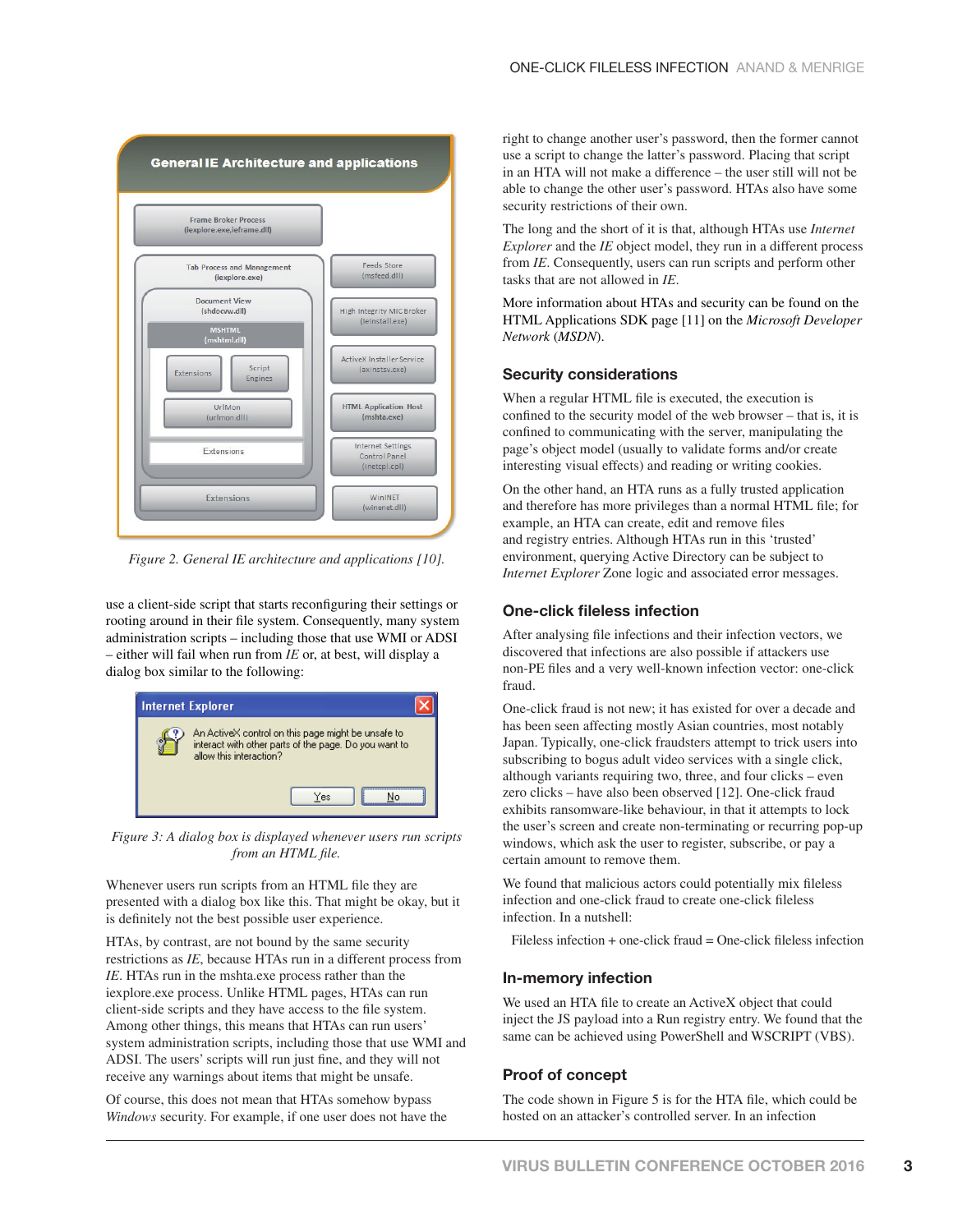Figure 2. General IE architecture and applications [10].

use a client-side script that starts reconfiguring their settings or rooting around in their file system. Consequently, many system administration scripts – including those that use WMI or ADSI – either will fail when run from *IE* or, at best, will display a dialog box similar to the following:

Figure 3: A dialog box is displayed whenever users run scripts from an HTML file.

Whenever users run scripts from an HTML file they are presented with a dialog box like this. That might be okay, but it is definitely not the best possible user experience.

HTAs, by contrast, are not bound by the same security restrictions as *IE*, because HTAs run in a different process from *IE*. HTAs run in the mshta.exe process rather than the iexplore.exe process. Unlike HTML pages, HTAs can run client-side scripts and they have access to the file system. Among other things, this means that HTAs can run users' system administration scripts, including those that use WMI and ADSI. The users' scripts will run just fine, and they will not receive any warnings about items that might be unsafe.

Of course, this does not mean that HTAs somehow bypass *Windows* security. For example, if one user does not have the right to change another user's password, then the former cannot use a script to change the latter's password. Placing that script in an HTA will not make a difference – the user still will not be able to change the other user's password. HTAs also have some security restrictions of their own.

The long and the short of it is that, although HTAs use *Internet Explorer* and the *IE* object model, they run in a different process from *IE*. Consequently, users can run scripts and perform other tasks that are not allowed in *IE*.

More information about HTAs and security can be found on the HTML Applications SDK page [11] on the *Microsoft Developer Network* (*MSDN*).

## Security considerations

When a regular HTML file is executed, the execution is confined to the security model of the web browser – that is, it is confined to communicating with the server, manipulating the page's object model (usually to validate forms and/or create interesting visual effects) and reading or writing cookies.

On the other hand, an HTA runs as a fully trusted application and therefore has more privileges than a normal HTML file; for example, an HTA can create, edit and remove files and registry entries. Although HTAs run in this 'trusted' environment, querying Active Directory can be subject to *Internet Explorer* Zone logic and associated error messages.

## One-click fileless infection

After analysing file infections and their infection vectors, we discovered that infections are also possible if attackers use non-PE files and a very well-known infection vector: one-click fraud.

One-click fraud is not new; it has existed for over a decade and has been seen affecting mostly Asian countries, most notably Japan. Typically, one-click fraudsters attempt to trick users into subscribing to bogus adult video services with a single click, although variants requiring two, three, and four clicks – even zero clicks – have also been observed [12]. One-click fraud exhibits ransomware-like behaviour, in that it attempts to lock the user's screen and create non-terminating or recurring pop-up windows, which ask the user to register, subscribe, or pay a certain amount to remove them.

We found that malicious actors could potentially mix fileless infection and one-click fraud to create one-click fileless infection. In a nutshell:

Fileless infection + one-click fraud = One-click fileless infection

## In-memory infection

We used an HTA file to create an ActiveX object that could inject the JS payload into a Run registry entry. We found that the same can be achieved using PowerShell and WSCRIPT (VBS).

## Proof of concept

The code shown in Figure 5 is for the HTA file, which could be hosted on an attacker's controlled server. In an infection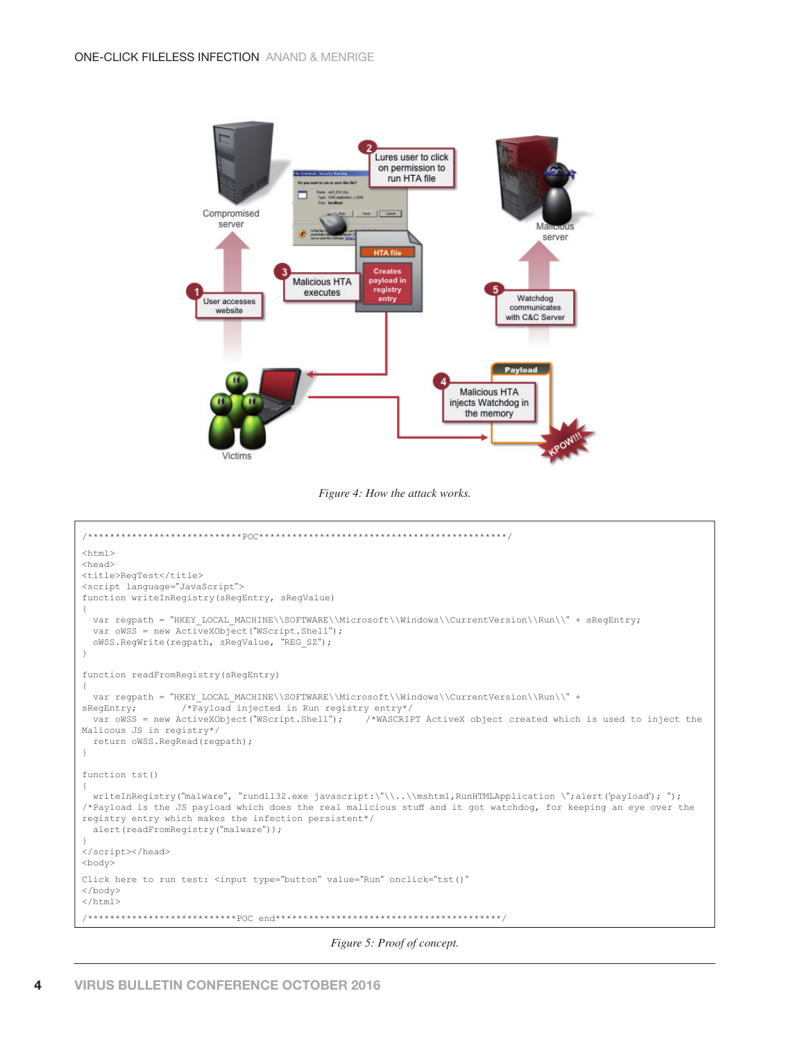Figure 4: How the attack works.

```
/****************************POC*********************************************/

<html>
<head>
<title>RegTest</title>
<script language="JavaScript">
function writeInRegistry(sRegEntry, sRegValue)
{
  var regpath = "HKEY_LOCAL_MACHINE\\SOFTWARE\\Microsoft\\Windows\\CurrentVersion\\Run\\" + sRegEntry;
  var oWSS = new ActiveXObject("WScript.Shell");
  oWSS.RegWrite(regpath, sRegValue, "REG_SZ");
}

function readFromRegistry(sRegEntry)
{
  var regpath = "HKEY_LOCAL_MACHINE\\SOFTWARE\\Microsoft\\Windows\\CurrentVersion\\Run\\" +
sRegEntry;        /*Payload injected in Run registry entry*/
  var oWSS = new ActiveXObject("WScript.Shell");    /*WASCRIPT ActiveX object created which is used to inject the
Malicous JS in registry*/
  return oWSS.RegRead(regpath);
}

function tst()
{
  writeInRegistry("malware", "rundll32.exe javascript:\"\\..\\mshtml,RunHTMLApplication \";alert('payload'); ");
/*Payload is the JS payload which does the real malicious stuff and it got watchdog, for keeping an eye over the
registry entry which makes the infection persistent*/
  alert(readFromRegistry("malware"));
}
</script></head>
<body>
Click here to run test: <input type="button" value="Run" onclick="tst()"
</body>
</html>
/***************************POC end*****************************************/
```

Figure 5: Proof of concept.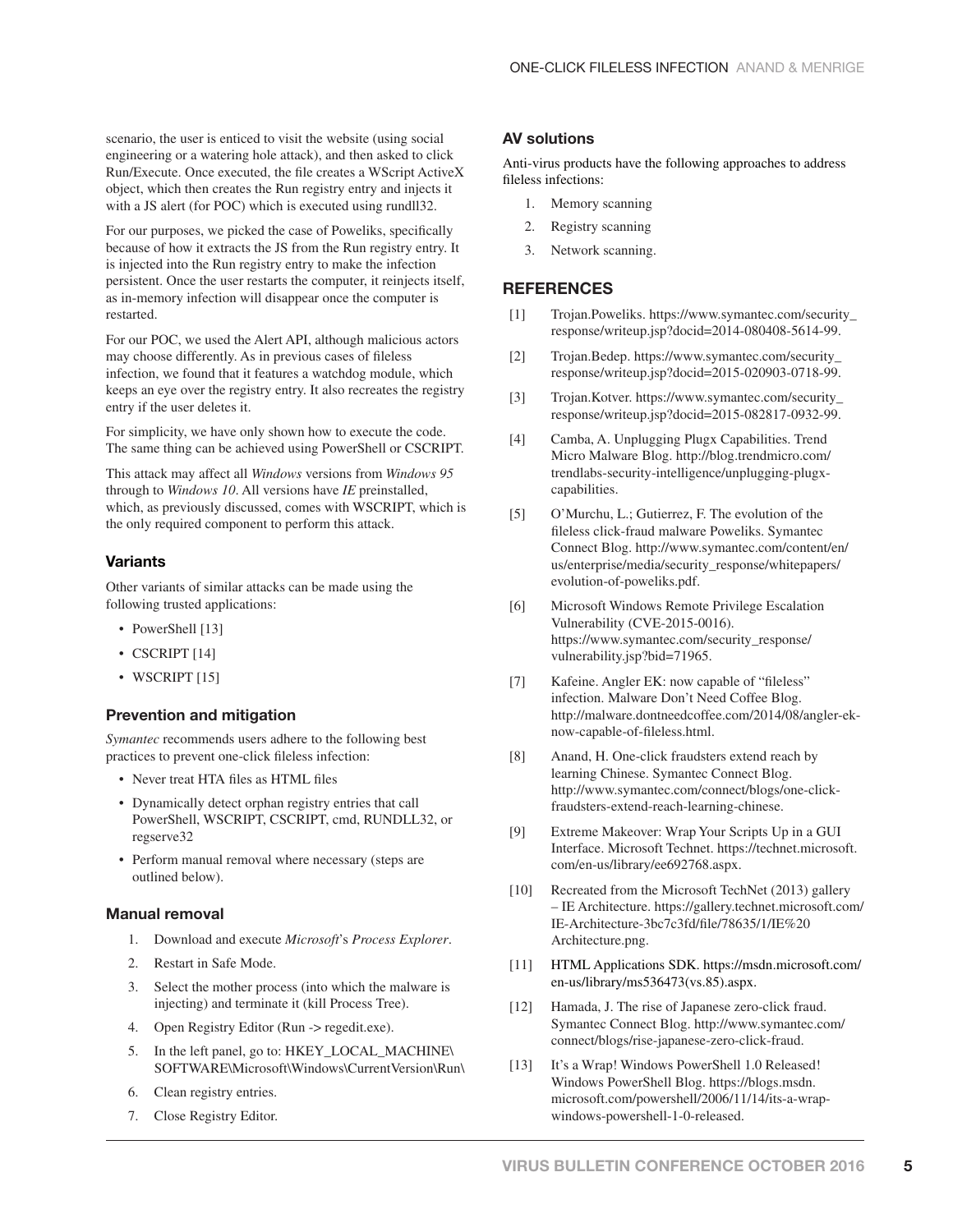scenario, the user is enticed to visit the website (using social engineering or a watering hole attack), and then asked to click Run/Execute. Once executed, the file creates a WScript ActiveX object, which then creates the Run registry entry and injects it with a JS alert (for POC) which is executed using rundll32.

For our purposes, we picked the case of Poweliks, specifically because of how it extracts the JS from the Run registry entry. It is injected into the Run registry entry to make the infection persistent. Once the user restarts the computer, it reinjects itself, as in-memory infection will disappear once the computer is restarted.

For our POC, we used the Alert API, although malicious actors may choose differently. As in previous cases of fileless infection, we found that it features a watchdog module, which keeps an eye over the registry entry. It also recreates the registry entry if the user deletes it.

For simplicity, we have only shown how to execute the code. The same thing can be achieved using PowerShell or CSCRIPT.

This attack may affect all *Windows* versions from *Windows 95* through to *Windows 10*. All versions have *IE* preinstalled, which, as previously discussed, comes with WSCRIPT, which is the only required component to perform this attack.

### Variants

Other variants of similar attacks can be made using the following trusted applications:

- PowerShell [13]
- CSCRIPT [14]
- WSCRIPT [15]

### Prevention and mitigation

*Symantec* recommends users adhere to the following best practices to prevent one-click fileless infection:

- Never treat HTA files as HTML files
- Dynamically detect orphan registry entries that call PowerShell, WSCRIPT, CSCRIPT, cmd, RUNDLL32, or regserve32
- Perform manual removal where necessary (steps are outlined below).

### Manual removal

1. Download and execute *Microsoft*'s *Process Explorer*.
2. Restart in Safe Mode.
3. Select the mother process (into which the malware is injecting) and terminate it (kill Process Tree).
4. Open Registry Editor (Run -> regedit.exe).
5. In the left panel, go to: HKEY_LOCAL_MACHINE\SOFTWARE\Microsoft\Windows\CurrentVersion\Run\
6. Clean registry entries.
7. Close Registry Editor.

### AV solutions

Anti-virus products have the following approaches to address fileless infections:

1. Memory scanning
2. Registry scanning
3. Network scanning.

## REFERENCES

[1] Trojan.Poweliks. https://www.symantec.com/security_response/writeup.jsp?docid=2014-080408-5614-99.

[2] Trojan.Bedep. https://www.symantec.com/security_response/writeup.jsp?docid=2015-020903-0718-99.

[3] Trojan.Kotver. https://www.symantec.com/security_response/writeup.jsp?docid=2015-082817-0932-99.

[4] Camba, A. Unplugging Plugx Capabilities. Trend Micro Malware Blog. http://blog.trendmicro.com/trendlabs-security-intelligence/unplugging-plugx-capabilities.

[5] O'Murchu, L.; Gutierrez, F. The evolution of the fileless click-fraud malware Poweliks. Symantec Connect Blog. http://www.symantec.com/content/en/us/enterprise/media/security_response/whitepapers/evolution-of-poweliks.pdf.

[6] Microsoft Windows Remote Privilege Escalation Vulnerability (CVE-2015-0016). https://www.symantec.com/security_response/vulnerability.jsp?bid=71965.

[7] Kafeine. Angler EK: now capable of "fileless" infection. Malware Don't Need Coffee Blog. http://malware.dontneedcoffee.com/2014/08/angler-ek-now-capable-of-fileless.html.

[8] Anand, H. One-click fraudsters extend reach by learning Chinese. Symantec Connect Blog. http://www.symantec.com/connect/blogs/one-click-fraudsters-extend-reach-learning-chinese.

[9] Extreme Makeover: Wrap Your Scripts Up in a GUI Interface. Microsoft Technet. https://technet.microsoft.com/en-us/library/ee692768.aspx.

[10] Recreated from the Microsoft TechNet (2013) gallery – IE Architecture. https://gallery.technet.microsoft.com/IE-Architecture-3bc7c3fd/file/78635/1/IE%20Architecture.png.

[11] HTML Applications SDK. https://msdn.microsoft.com/en-us/library/ms536473(vs.85).aspx.

[12] Hamada, J. The rise of Japanese zero-click fraud. Symantec Connect Blog. http://www.symantec.com/connect/blogs/rise-japanese-zero-click-fraud.

[13] It's a Wrap! Windows PowerShell 1.0 Released! Windows PowerShell Blog. https://blogs.msdn.microsoft.com/powershell/2006/11/14/its-a-wrap-windows-powershell-1-0-released.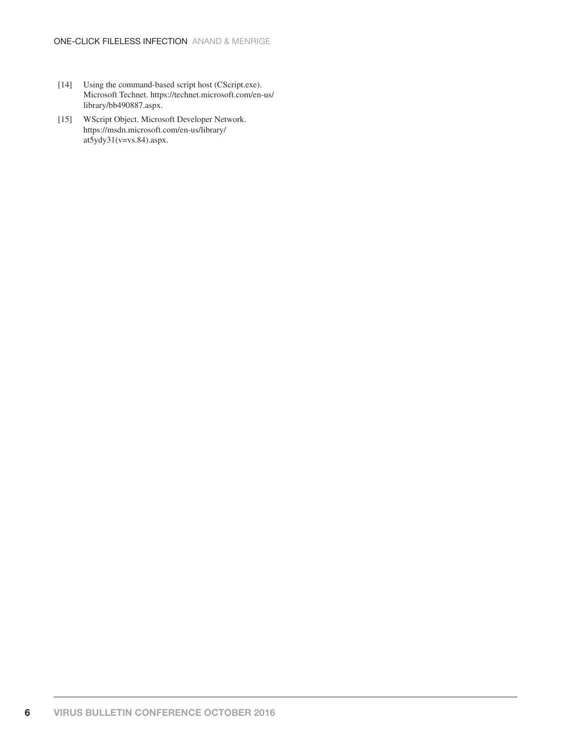[14] Using the command-based script host (CScript.exe). Microsoft Technet. https://technet.microsoft.com/en-us/library/bb490887.aspx.

[15] WScript Object. Microsoft Developer Network. https://msdn.microsoft.com/en-us/library/at5ydy31(v=vs.84).aspx.